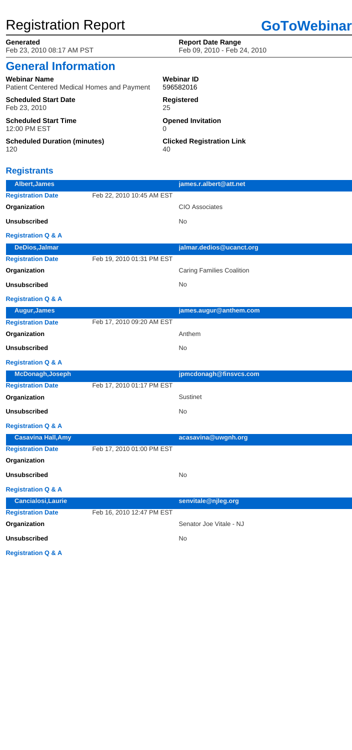# Registration Report

**GoToWebinar**

**Generated**
Feb 23, 2010 08:17 AM PST

**Report Date Range**
Feb 09, 2010 - Feb 24, 2010

## General Information

**Webinar Name**
Patient Centered Medical Homes and Payment

**Webinar ID**
596582016

**Scheduled Start Date**
Feb 23, 2010

**Registered**
25

**Scheduled Start Time**
12:00 PM EST

**Opened Invitation**
0

**Scheduled Duration (minutes)**
120

**Clicked Registration Link**
40

### Registrants

| **Albert,James** | | **james.r.albert@att.net** |
|---|---|---|
| **Registration Date** | Feb 22, 2010 10:45 AM EST | |
| **Organization** | | CIO Associates |
| **Unsubscribed** | | No |
| **Registration Q & A** | | |

| **DeDios,Jalmar** | | **jalmar.dedios@ucanct.org** |
|---|---|---|
| **Registration Date** | Feb 19, 2010 01:31 PM EST | |
| **Organization** | | Caring Families Coalition |
| **Unsubscribed** | | No |
| **Registration Q & A** | | |

| **Augur,James** | | **james.augur@anthem.com** |
|---|---|---|
| **Registration Date** | Feb 17, 2010 09:20 AM EST | |
| **Organization** | | Anthem |
| **Unsubscribed** | | No |
| **Registration Q & A** | | |

| **McDonagh,Joseph** | | **jpmcdonagh@finsvcs.com** |
|---|---|---|
| **Registration Date** | Feb 17, 2010 01:17 PM EST | |
| **Organization** | | Sustinet |
| **Unsubscribed** | | No |
| **Registration Q & A** | | |

| **Casavina Hall,Amy** | | **acasavina@uwgnh.org** |
|---|---|---|
| **Registration Date** | Feb 17, 2010 01:00 PM EST | |
| **Organization** | | |
| **Unsubscribed** | | No |
| **Registration Q & A** | | |

| **Cancialosi,Laurie** | | **senvitale@njleg.org** |
|---|---|---|
| **Registration Date** | Feb 16, 2010 12:47 PM EST | |
| **Organization** | | Senator Joe Vitale - NJ |
| **Unsubscribed** | | No |
| **Registration Q & A** | | |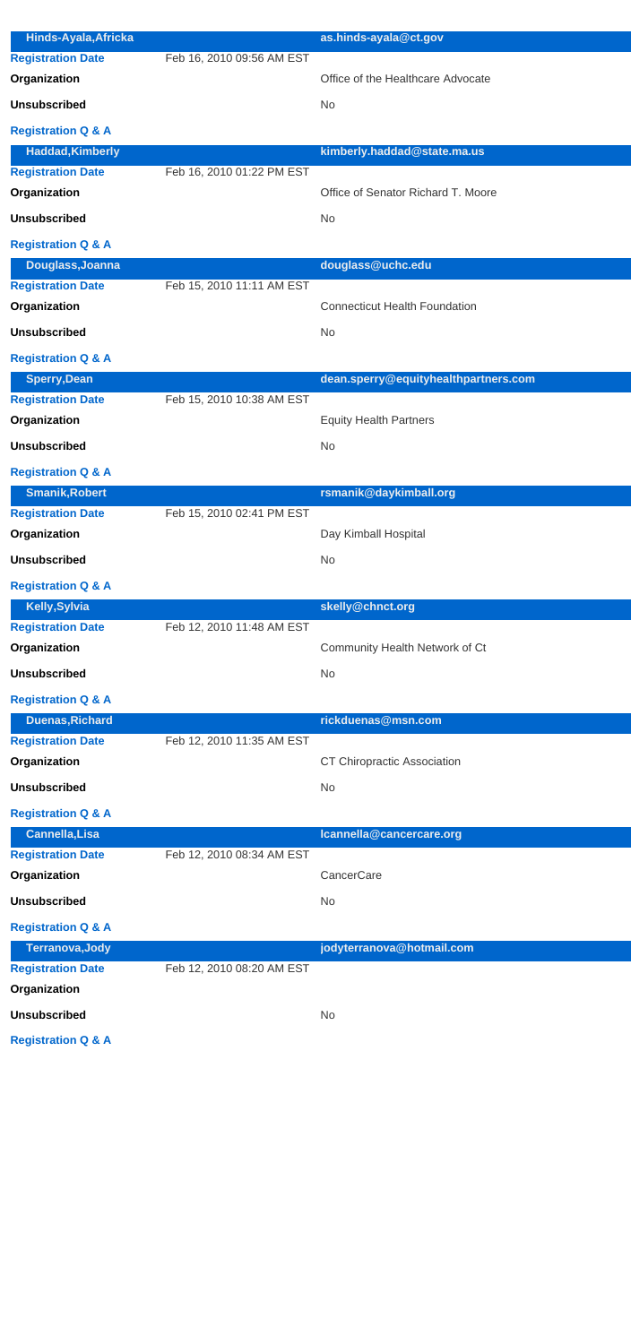| **Hinds-Ayala,Africka** | | **as.hinds-ayala@ct.gov** |
|---|---|---|
| **Registration Date** | Feb 16, 2010 09:56 AM EST | |
| **Organization** | | Office of the Healthcare Advocate |
| **Unsubscribed** | | No |
| **Registration Q & A** | | |

| **Haddad,Kimberly** | | **kimberly.haddad@state.ma.us** |
|---|---|---|
| **Registration Date** | Feb 16, 2010 01:22 PM EST | |
| **Organization** | | Office of Senator Richard T. Moore |
| **Unsubscribed** | | No |
| **Registration Q & A** | | |

| **Douglass,Joanna** | | **douglass@uchc.edu** |
|---|---|---|
| **Registration Date** | Feb 15, 2010 11:11 AM EST | |
| **Organization** | | Connecticut Health Foundation |
| **Unsubscribed** | | No |
| **Registration Q & A** | | |

| **Sperry,Dean** | | **dean.sperry@equityhealthpartners.com** |
|---|---|---|
| **Registration Date** | Feb 15, 2010 10:38 AM EST | |
| **Organization** | | Equity Health Partners |
| **Unsubscribed** | | No |
| **Registration Q & A** | | |

| **Smanik,Robert** | | **rsmanik@daykimball.org** |
|---|---|---|
| **Registration Date** | Feb 15, 2010 02:41 PM EST | |
| **Organization** | | Day Kimball Hospital |
| **Unsubscribed** | | No |
| **Registration Q & A** | | |

| **Kelly,Sylvia** | | **skelly@chnct.org** |
|---|---|---|
| **Registration Date** | Feb 12, 2010 11:48 AM EST | |
| **Organization** | | Community Health Network of Ct |
| **Unsubscribed** | | No |
| **Registration Q & A** | | |

| **Duenas,Richard** | | **rickduenas@msn.com** |
|---|---|---|
| **Registration Date** | Feb 12, 2010 11:35 AM EST | |
| **Organization** | | CT Chiropractic Association |
| **Unsubscribed** | | No |
| **Registration Q & A** | | |

| **Cannella,Lisa** | | **lcannella@cancercare.org** |
|---|---|---|
| **Registration Date** | Feb 12, 2010 08:34 AM EST | |
| **Organization** | | CancerCare |
| **Unsubscribed** | | No |
| **Registration Q & A** | | |

| **Terranova,Jody** | | **jodyterranova@hotmail.com** |
|---|---|---|
| **Registration Date** | Feb 12, 2010 08:20 AM EST | |
| **Organization** | | |
| **Unsubscribed** | | No |
| **Registration Q & A** | | |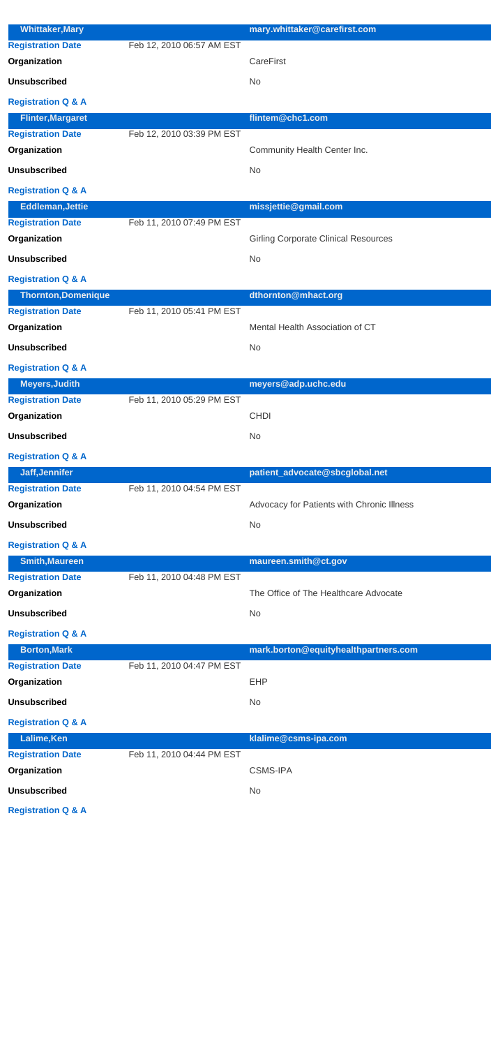| Whittaker,Mary | | mary.whittaker@carefirst.com |
| --- | --- | --- |
| **Registration Date** | Feb 12, 2010 06:57 AM EST | |
| **Organization** | | CareFirst |
| **Unsubscribed** | | No |
| **Registration Q & A** | | |

| Flinter,Margaret | | flintem@chc1.com |
| --- | --- | --- |
| **Registration Date** | Feb 12, 2010 03:39 PM EST | |
| **Organization** | | Community Health Center Inc. |
| **Unsubscribed** | | No |
| **Registration Q & A** | | |

| Eddleman,Jettie | | missjettie@gmail.com |
| --- | --- | --- |
| **Registration Date** | Feb 11, 2010 07:49 PM EST | |
| **Organization** | | Girling Corporate Clinical Resources |
| **Unsubscribed** | | No |
| **Registration Q & A** | | |

| Thornton,Domenique | | dthornton@mhact.org |
| --- | --- | --- |
| **Registration Date** | Feb 11, 2010 05:41 PM EST | |
| **Organization** | | Mental Health Association of CT |
| **Unsubscribed** | | No |
| **Registration Q & A** | | |

| Meyers,Judith | | meyers@adp.uchc.edu |
| --- | --- | --- |
| **Registration Date** | Feb 11, 2010 05:29 PM EST | |
| **Organization** | | CHDI |
| **Unsubscribed** | | No |
| **Registration Q & A** | | |

| Jaff,Jennifer | | patient_advocate@sbcglobal.net |
| --- | --- | --- |
| **Registration Date** | Feb 11, 2010 04:54 PM EST | |
| **Organization** | | Advocacy for Patients with Chronic Illness |
| **Unsubscribed** | | No |
| **Registration Q & A** | | |

| Smith,Maureen | | maureen.smith@ct.gov |
| --- | --- | --- |
| **Registration Date** | Feb 11, 2010 04:48 PM EST | |
| **Organization** | | The Office of The Healthcare Advocate |
| **Unsubscribed** | | No |
| **Registration Q & A** | | |

| Borton,Mark | | mark.borton@equityhealthpartners.com |
| --- | --- | --- |
| **Registration Date** | Feb 11, 2010 04:47 PM EST | |
| **Organization** | | EHP |
| **Unsubscribed** | | No |
| **Registration Q & A** | | |

| Lalime,Ken | | klalime@csms-ipa.com |
| --- | --- | --- |
| **Registration Date** | Feb 11, 2010 04:44 PM EST | |
| **Organization** | | CSMS-IPA |
| **Unsubscribed** | | No |
| **Registration Q & A** | | |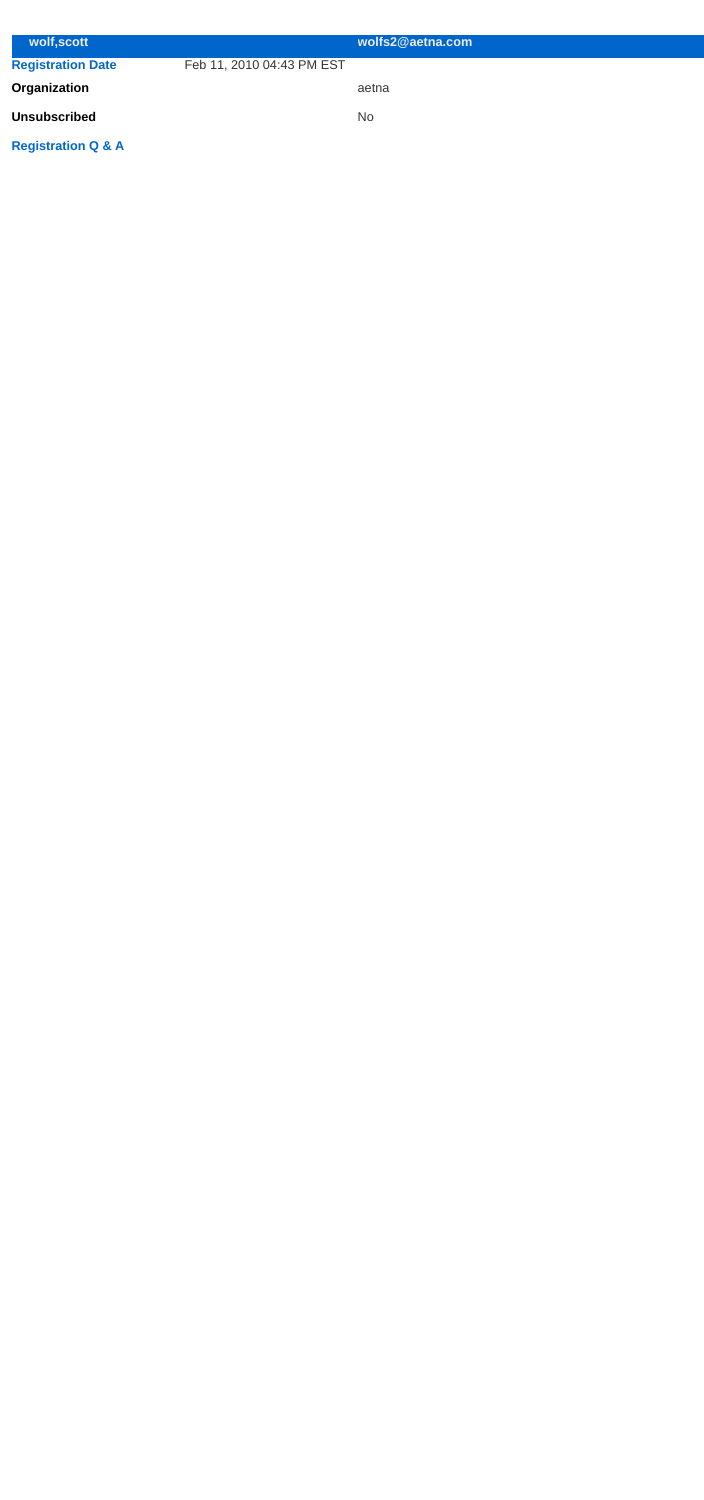| wolf,scott | | wolfs2@aetna.com |
| --- | --- | --- |
| **Registration Date** | Feb 11, 2010 04:43 PM EST | |
| **Organization** | | aetna |
| **Unsubscribed** | | No |

**Registration Q & A**